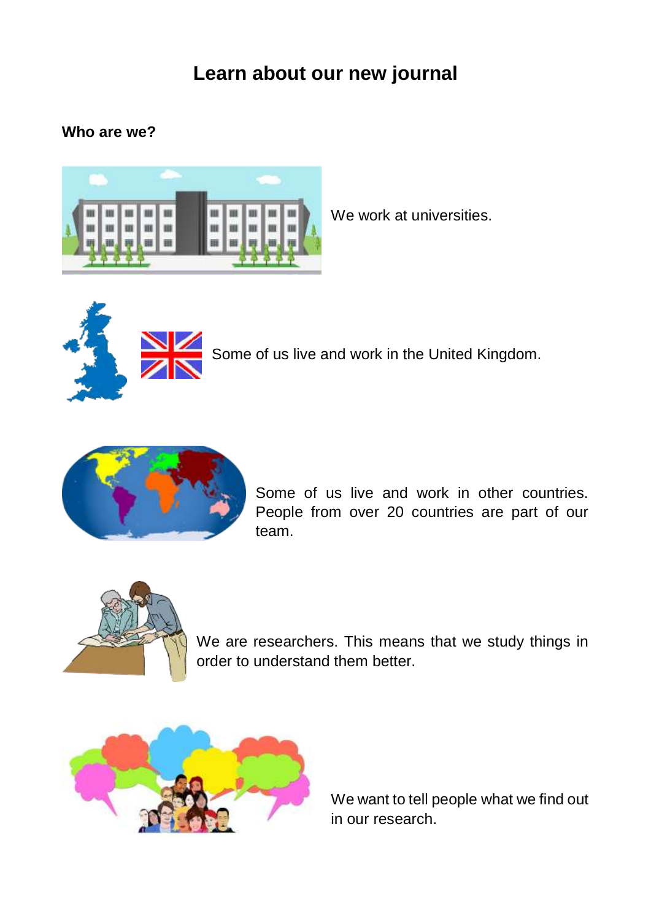# Learn about our new journal

**Who are we?**

We work at universities.

Some of us live and work in the United Kingdom.

Some of us live and work in other countries. People from over 20 countries are part of our team.

We are researchers. This means that we study things in order to understand them better.

We want to tell people what we find out in our research.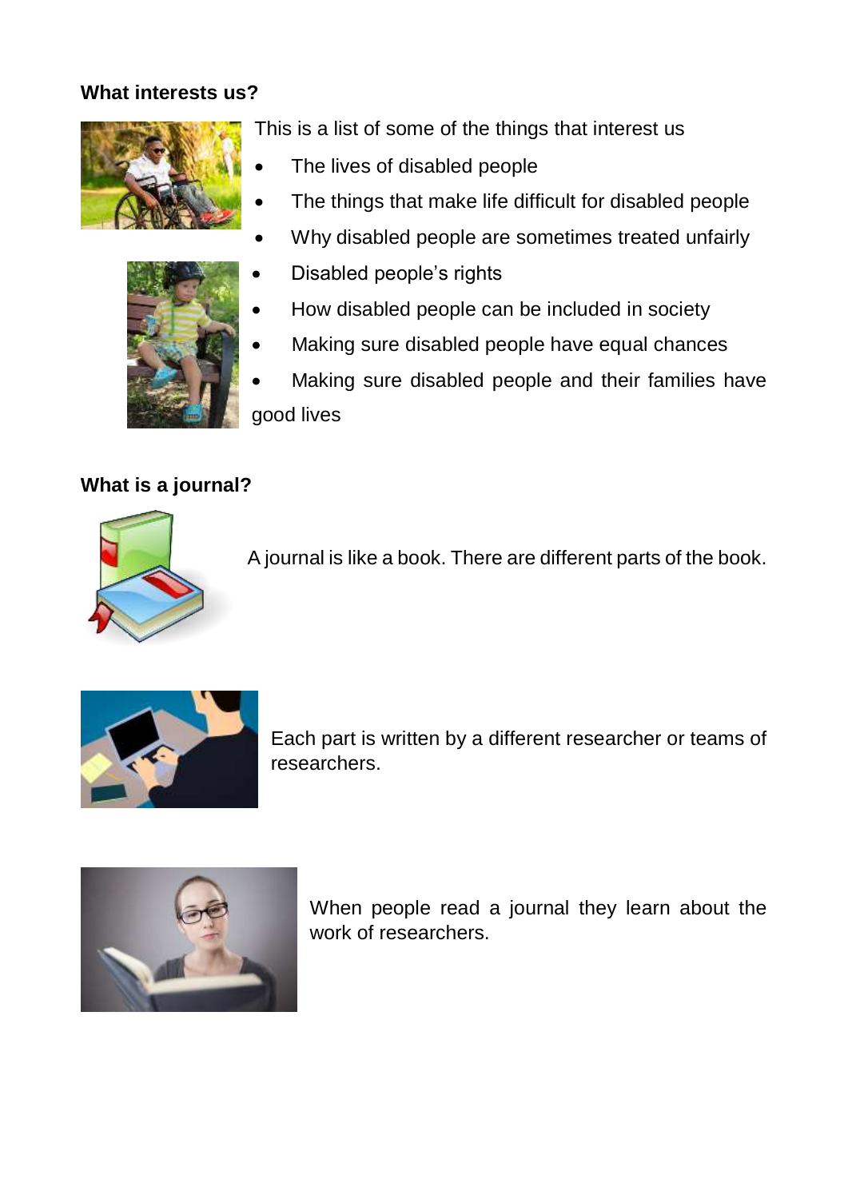**What interests us?**

This is a list of some of the things that interest us

- The lives of disabled people
- The things that make life difficult for disabled people
- Why disabled people are sometimes treated unfairly
- Disabled people's rights
- How disabled people can be included in society
- Making sure disabled people have equal chances
- Making sure disabled people and their families have good lives

**What is a journal?**

A journal is like a book. There are different parts of the book.

Each part is written by a different researcher or teams of researchers.

When people read a journal they learn about the work of researchers.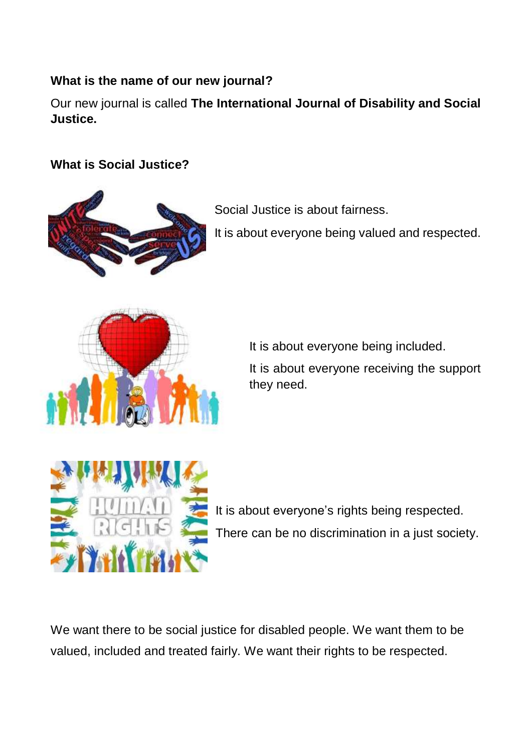**What is the name of our new journal?**

Our new journal is called **The International Journal of Disability and Social Justice.**

**What is Social Justice?**

Social Justice is about fairness.

It is about everyone being valued and respected.

It is about everyone being included.

It is about everyone receiving the support they need.

It is about everyone's rights being respected.

There can be no discrimination in a just society.

We want there to be social justice for disabled people. We want them to be valued, included and treated fairly. We want their rights to be respected.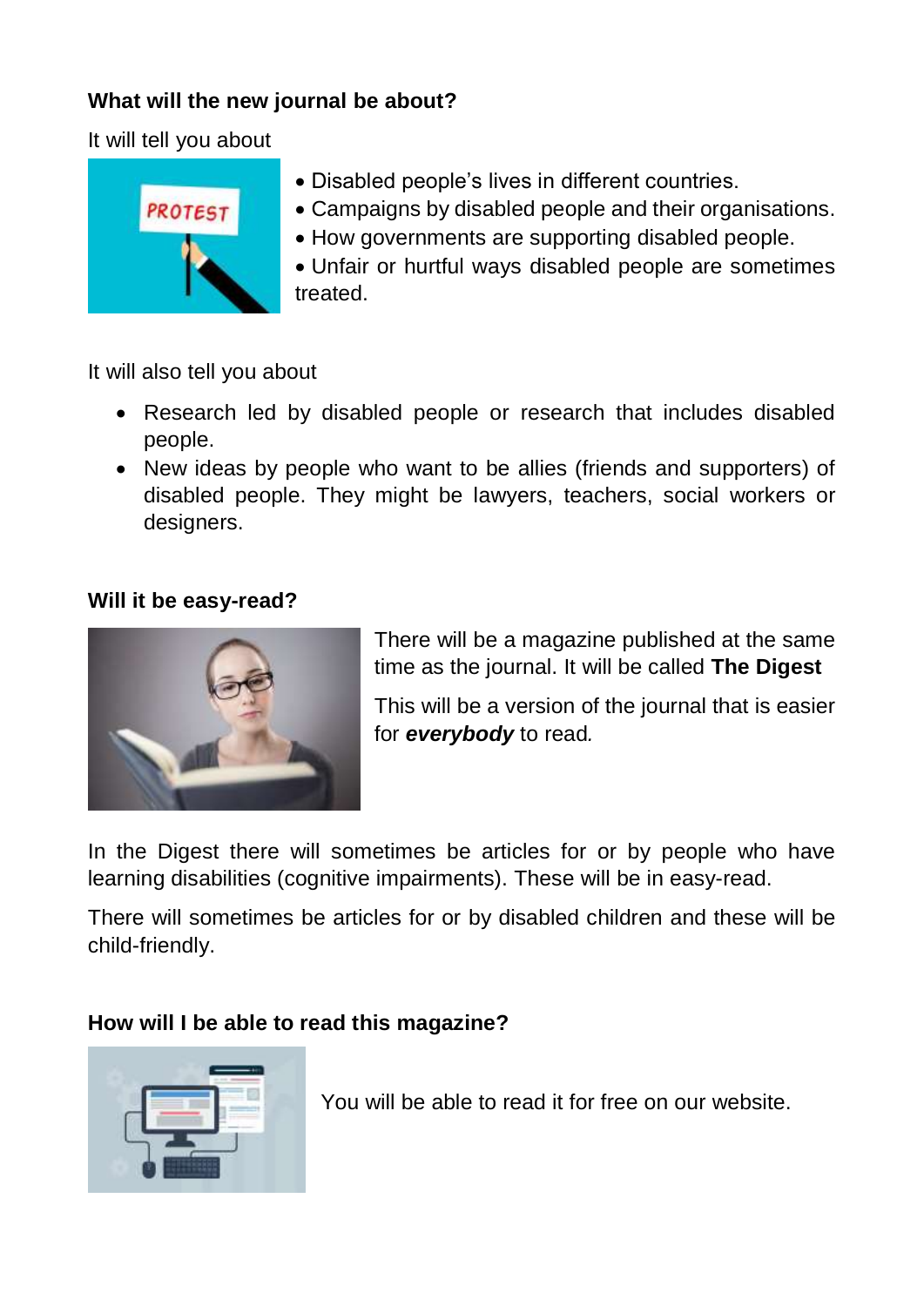### What will the new journal be about?

It will tell you about

- Disabled people's lives in different countries.
- Campaigns by disabled people and their organisations.
- How governments are supporting disabled people.
- Unfair or hurtful ways disabled people are sometimes treated.

It will also tell you about

- Research led by disabled people or research that includes disabled people.
- New ideas by people who want to be allies (friends and supporters) of disabled people. They might be lawyers, teachers, social workers or designers.

### Will it be easy-read?

There will be a magazine published at the same time as the journal. It will be called **The Digest**

This will be a version of the journal that is easier for ***everybody*** to read.

In the Digest there will sometimes be articles for or by people who have learning disabilities (cognitive impairments). These will be in easy-read.

There will sometimes be articles for or by disabled children and these will be child-friendly.

### How will I be able to read this magazine?

You will be able to read it for free on our website.